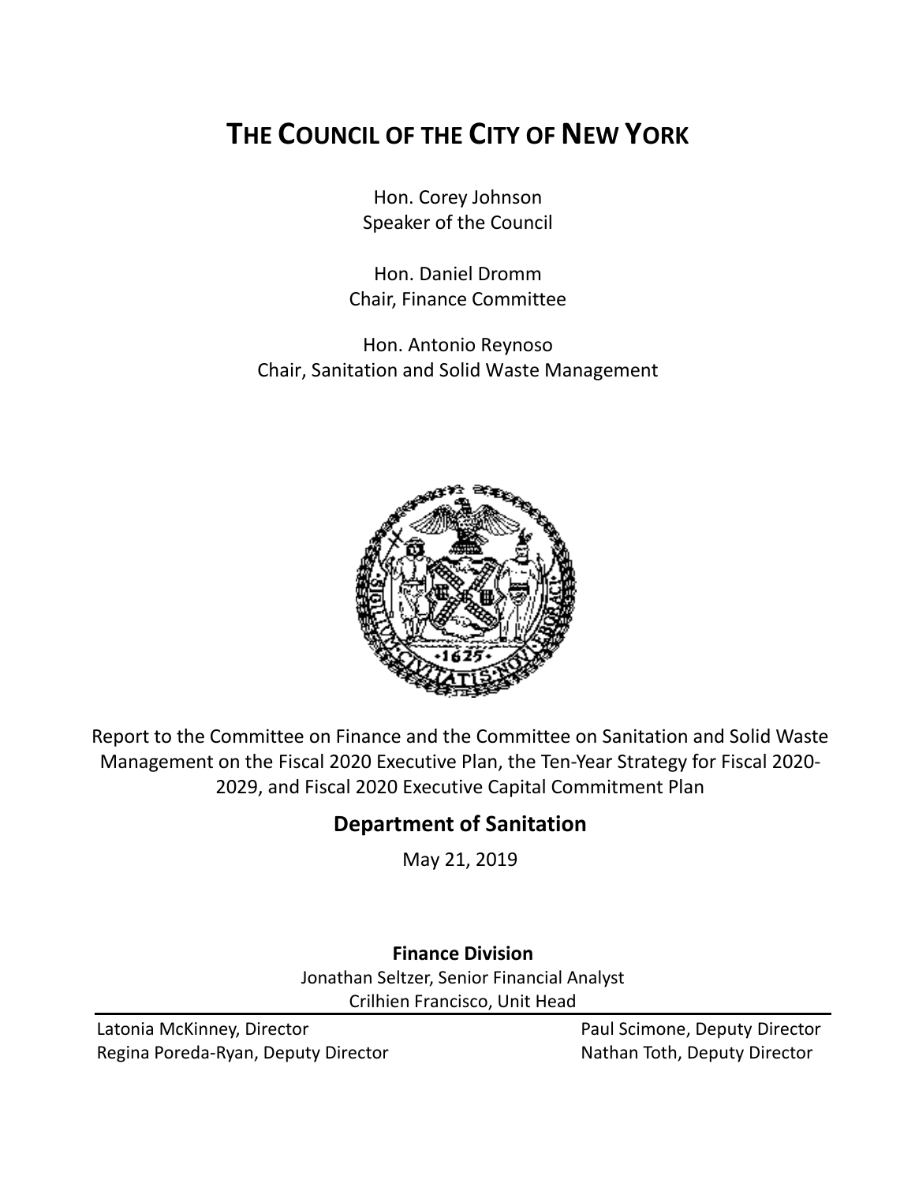# THE COUNCIL OF THE CITY OF NEW YORK

Hon. Corey Johnson
Speaker of the Council

Hon. Daniel Dromm
Chair, Finance Committee

Hon. Antonio Reynoso
Chair, Sanitation and Solid Waste Management

Report to the Committee on Finance and the Committee on Sanitation and Solid Waste Management on the Fiscal 2020 Executive Plan, the Ten-Year Strategy for Fiscal 2020-2029, and Fiscal 2020 Executive Capital Commitment Plan

## Department of Sanitation

May 21, 2019

**Finance Division**

Jonathan Seltzer, Senior Financial Analyst
Crilhien Francisco, Unit Head

Latonia McKinney, Director
Regina Poreda-Ryan, Deputy Director
Paul Scimone, Deputy Director
Nathan Toth, Deputy Director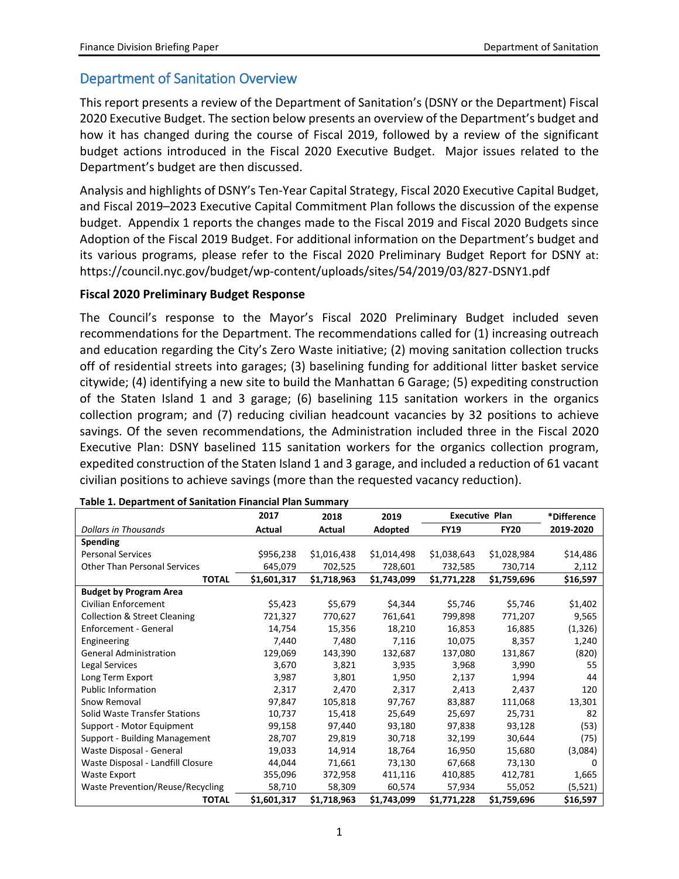## Department of Sanitation Overview

This report presents a review of the Department of Sanitation's (DSNY or the Department) Fiscal 2020 Executive Budget. The section below presents an overview of the Department's budget and how it has changed during the course of Fiscal 2019, followed by a review of the significant budget actions introduced in the Fiscal 2020 Executive Budget. Major issues related to the Department's budget are then discussed.

Analysis and highlights of DSNY's Ten-Year Capital Strategy, Fiscal 2020 Executive Capital Budget, and Fiscal 2019–2023 Executive Capital Commitment Plan follows the discussion of the expense budget. Appendix 1 reports the changes made to the Fiscal 2019 and Fiscal 2020 Budgets since Adoption of the Fiscal 2019 Budget. For additional information on the Department's budget and its various programs, please refer to the Fiscal 2020 Preliminary Budget Report for DSNY at: https://council.nyc.gov/budget/wp-content/uploads/sites/54/2019/03/827-DSNY1.pdf

**Fiscal 2020 Preliminary Budget Response**

The Council's response to the Mayor's Fiscal 2020 Preliminary Budget included seven recommendations for the Department. The recommendations called for (1) increasing outreach and education regarding the City's Zero Waste initiative; (2) moving sanitation collection trucks off of residential streets into garages; (3) baselining funding for additional litter basket service citywide; (4) identifying a new site to build the Manhattan 6 Garage; (5) expediting construction of the Staten Island 1 and 3 garage; (6) baselining 115 sanitation workers in the organics collection program; and (7) reducing civilian headcount vacancies by 32 positions to achieve savings. Of the seven recommendations, the Administration included three in the Fiscal 2020 Executive Plan: DSNY baselined 115 sanitation workers for the organics collection program, expedited construction of the Staten Island 1 and 3 garage, and included a reduction of 61 vacant civilian positions to achieve savings (more than the requested vacancy reduction).

**Table 1. Department of Sanitation Financial Plan Summary**

| | 2017 | 2018 | 2019 | Executive Plan | | *Difference |
|---|---|---|---|---|---|---|
| *Dollars in Thousands* | Actual | Actual | Adopted | FY19 | FY20 | 2019-2020 |
| **Spending** | | | | | | |
| Personal Services | $956,238 | $1,016,438 | $1,014,498 | $1,038,643 | $1,028,984 | $14,486 |
| Other Than Personal Services | 645,079 | 702,525 | 728,601 | 732,585 | 730,714 | 2,112 |
| **TOTAL** | **$1,601,317** | **$1,718,963** | **$1,743,099** | **$1,771,228** | **$1,759,696** | **$16,597** |
| **Budget by Program Area** | | | | | | |
| Civilian Enforcement | $5,423 | $5,679 | $4,344 | $5,746 | $5,746 | $1,402 |
| Collection & Street Cleaning | 721,327 | 770,627 | 761,641 | 799,898 | 771,207 | 9,565 |
| Enforcement - General | 14,754 | 15,356 | 18,210 | 16,853 | 16,885 | (1,326) |
| Engineering | 7,440 | 7,480 | 7,116 | 10,075 | 8,357 | 1,240 |
| General Administration | 129,069 | 143,390 | 132,687 | 137,080 | 131,867 | (820) |
| Legal Services | 3,670 | 3,821 | 3,935 | 3,968 | 3,990 | 55 |
| Long Term Export | 3,987 | 3,801 | 1,950 | 2,137 | 1,994 | 44 |
| Public Information | 2,317 | 2,470 | 2,317 | 2,413 | 2,437 | 120 |
| Snow Removal | 97,847 | 105,818 | 97,767 | 83,887 | 111,068 | 13,301 |
| Solid Waste Transfer Stations | 10,737 | 15,418 | 25,649 | 25,697 | 25,731 | 82 |
| Support - Motor Equipment | 99,158 | 97,440 | 93,180 | 97,838 | 93,128 | (53) |
| Support - Building Management | 28,707 | 29,819 | 30,718 | 32,199 | 30,644 | (75) |
| Waste Disposal - General | 19,033 | 14,914 | 18,764 | 16,950 | 15,680 | (3,084) |
| Waste Disposal - Landfill Closure | 44,044 | 71,661 | 73,130 | 67,668 | 73,130 | 0 |
| Waste Export | 355,096 | 372,958 | 411,116 | 410,885 | 412,781 | 1,665 |
| Waste Prevention/Reuse/Recycling | 58,710 | 58,309 | 60,574 | 57,934 | 55,052 | (5,521) |
| **TOTAL** | **$1,601,317** | **$1,718,963** | **$1,743,099** | **$1,771,228** | **$1,759,696** | **$16,597** |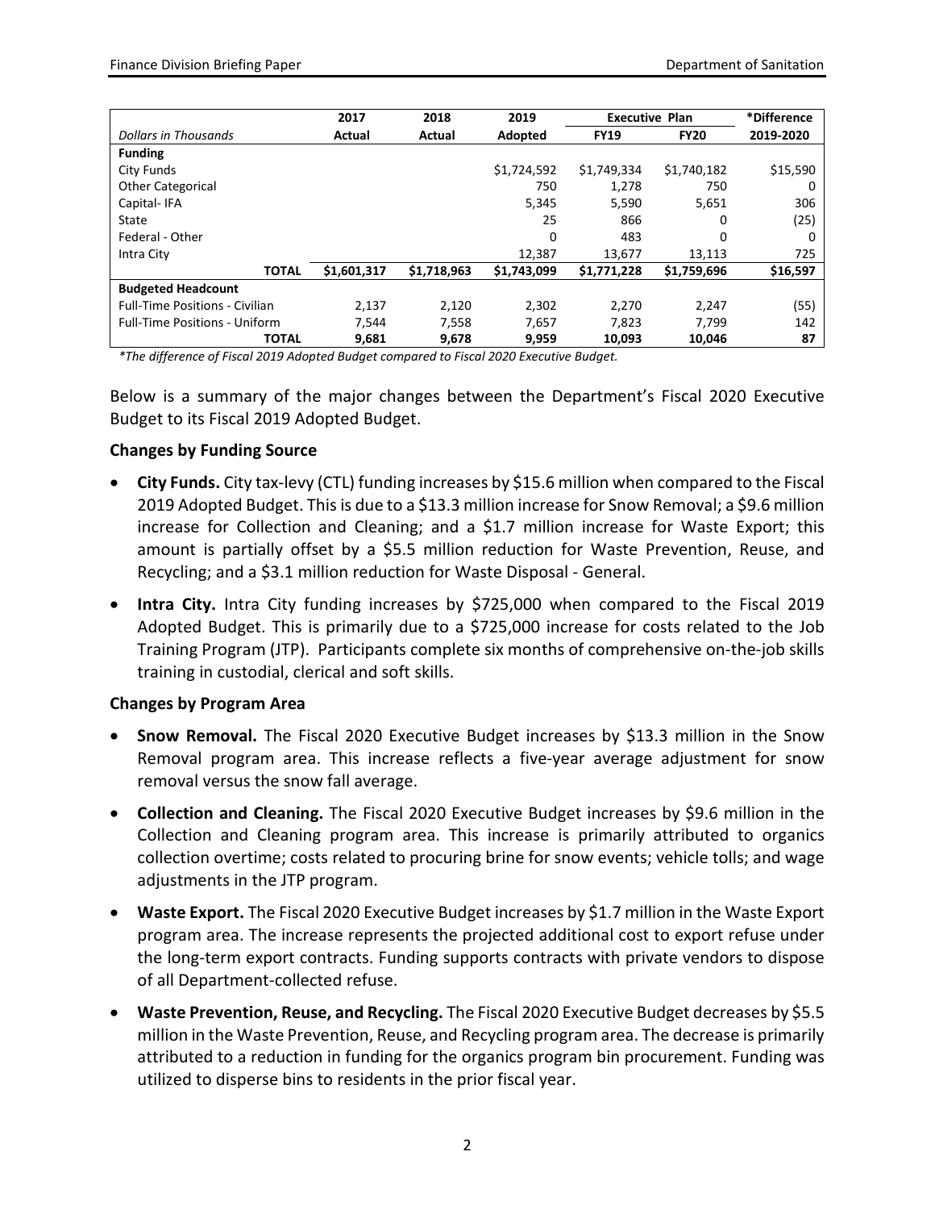| | 2017 | 2018 | 2019 | Executive Plan | | *Difference |
|---|---|---|---|---|---|---|
| *Dollars in Thousands* | Actual | Actual | Adopted | FY19 | FY20 | 2019-2020 |
| **Funding** | | | | | | |
| City Funds | | | $1,724,592 | $1,749,334 | $1,740,182 | $15,590 |
| Other Categorical | | | 750 | 1,278 | 750 | 0 |
| Capital- IFA | | | 5,345 | 5,590 | 5,651 | 306 |
| State | | | 25 | 866 | 0 | (25) |
| Federal - Other | | | 0 | 483 | 0 | 0 |
| Intra City | | | 12,387 | 13,677 | 13,113 | 725 |
| **TOTAL** | **$1,601,317** | **$1,718,963** | **$1,743,099** | **$1,771,228** | **$1,759,696** | **$16,597** |
| **Budgeted Headcount** | | | | | | |
| Full-Time Positions - Civilian | 2,137 | 2,120 | 2,302 | 2,270 | 2,247 | (55) |
| Full-Time Positions - Uniform | 7,544 | 7,558 | 7,657 | 7,823 | 7,799 | 142 |
| **TOTAL** | **9,681** | **9,678** | **9,959** | **10,093** | **10,046** | **87** |

*\*The difference of Fiscal 2019 Adopted Budget compared to Fiscal 2020 Executive Budget.*

Below is a summary of the major changes between the Department's Fiscal 2020 Executive Budget to its Fiscal 2019 Adopted Budget.

### Changes by Funding Source

- **City Funds.** City tax-levy (CTL) funding increases by $15.6 million when compared to the Fiscal 2019 Adopted Budget. This is due to a $13.3 million increase for Snow Removal; a $9.6 million increase for Collection and Cleaning; and a $1.7 million increase for Waste Export; this amount is partially offset by a $5.5 million reduction for Waste Prevention, Reuse, and Recycling; and a $3.1 million reduction for Waste Disposal - General.
- **Intra City.** Intra City funding increases by $725,000 when compared to the Fiscal 2019 Adopted Budget. This is primarily due to a $725,000 increase for costs related to the Job Training Program (JTP). Participants complete six months of comprehensive on-the-job skills training in custodial, clerical and soft skills.

### Changes by Program Area

- **Snow Removal.** The Fiscal 2020 Executive Budget increases by $13.3 million in the Snow Removal program area. This increase reflects a five-year average adjustment for snow removal versus the snow fall average.
- **Collection and Cleaning.** The Fiscal 2020 Executive Budget increases by $9.6 million in the Collection and Cleaning program area. This increase is primarily attributed to organics collection overtime; costs related to procuring brine for snow events; vehicle tolls; and wage adjustments in the JTP program.
- **Waste Export.** The Fiscal 2020 Executive Budget increases by $1.7 million in the Waste Export program area. The increase represents the projected additional cost to export refuse under the long-term export contracts. Funding supports contracts with private vendors to dispose of all Department-collected refuse.
- **Waste Prevention, Reuse, and Recycling.** The Fiscal 2020 Executive Budget decreases by $5.5 million in the Waste Prevention, Reuse, and Recycling program area. The decrease is primarily attributed to a reduction in funding for the organics program bin procurement. Funding was utilized to disperse bins to residents in the prior fiscal year.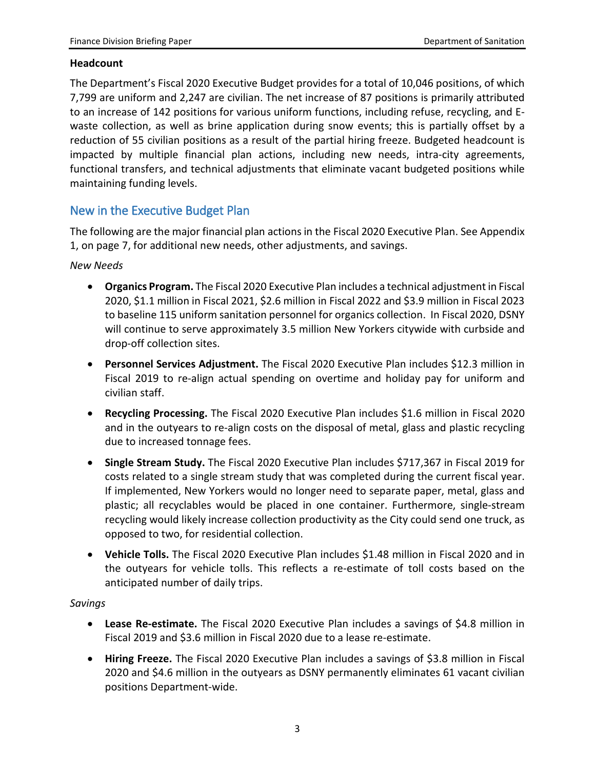**Headcount**

The Department's Fiscal 2020 Executive Budget provides for a total of 10,046 positions, of which 7,799 are uniform and 2,247 are civilian. The net increase of 87 positions is primarily attributed to an increase of 142 positions for various uniform functions, including refuse, recycling, and E-waste collection, as well as brine application during snow events; this is partially offset by a reduction of 55 civilian positions as a result of the partial hiring freeze. Budgeted headcount is impacted by multiple financial plan actions, including new needs, intra-city agreements, functional transfers, and technical adjustments that eliminate vacant budgeted positions while maintaining funding levels.

## New in the Executive Budget Plan

The following are the major financial plan actions in the Fiscal 2020 Executive Plan. See Appendix 1, on page 7, for additional new needs, other adjustments, and savings.

*New Needs*

- **Organics Program.** The Fiscal 2020 Executive Plan includes a technical adjustment in Fiscal 2020, $1.1 million in Fiscal 2021, $2.6 million in Fiscal 2022 and $3.9 million in Fiscal 2023 to baseline 115 uniform sanitation personnel for organics collection. In Fiscal 2020, DSNY will continue to serve approximately 3.5 million New Yorkers citywide with curbside and drop-off collection sites.
- **Personnel Services Adjustment.** The Fiscal 2020 Executive Plan includes $12.3 million in Fiscal 2019 to re-align actual spending on overtime and holiday pay for uniform and civilian staff.
- **Recycling Processing.** The Fiscal 2020 Executive Plan includes $1.6 million in Fiscal 2020 and in the outyears to re-align costs on the disposal of metal, glass and plastic recycling due to increased tonnage fees.
- **Single Stream Study.** The Fiscal 2020 Executive Plan includes $717,367 in Fiscal 2019 for costs related to a single stream study that was completed during the current fiscal year. If implemented, New Yorkers would no longer need to separate paper, metal, glass and plastic; all recyclables would be placed in one container. Furthermore, single-stream recycling would likely increase collection productivity as the City could send one truck, as opposed to two, for residential collection.
- **Vehicle Tolls.** The Fiscal 2020 Executive Plan includes $1.48 million in Fiscal 2020 and in the outyears for vehicle tolls. This reflects a re-estimate of toll costs based on the anticipated number of daily trips.

*Savings*

- **Lease Re-estimate.** The Fiscal 2020 Executive Plan includes a savings of $4.8 million in Fiscal 2019 and $3.6 million in Fiscal 2020 due to a lease re-estimate.
- **Hiring Freeze.** The Fiscal 2020 Executive Plan includes a savings of $3.8 million in Fiscal 2020 and $4.6 million in the outyears as DSNY permanently eliminates 61 vacant civilian positions Department-wide.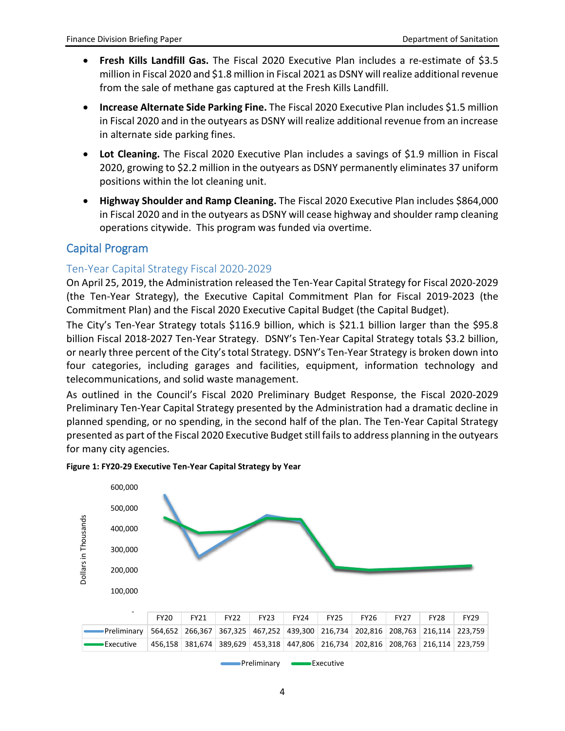- **Fresh Kills Landfill Gas.** The Fiscal 2020 Executive Plan includes a re-estimate of $3.5 million in Fiscal 2020 and $1.8 million in Fiscal 2021 as DSNY will realize additional revenue from the sale of methane gas captured at the Fresh Kills Landfill.
- **Increase Alternate Side Parking Fine.** The Fiscal 2020 Executive Plan includes $1.5 million in Fiscal 2020 and in the outyears as DSNY will realize additional revenue from an increase in alternate side parking fines.
- **Lot Cleaning.** The Fiscal 2020 Executive Plan includes a savings of $1.9 million in Fiscal 2020, growing to $2.2 million in the outyears as DSNY permanently eliminates 37 uniform positions within the lot cleaning unit.
- **Highway Shoulder and Ramp Cleaning.** The Fiscal 2020 Executive Plan includes $864,000 in Fiscal 2020 and in the outyears as DSNY will cease highway and shoulder ramp cleaning operations citywide. This program was funded via overtime.

## Capital Program

### Ten-Year Capital Strategy Fiscal 2020-2029

On April 25, 2019, the Administration released the Ten-Year Capital Strategy for Fiscal 2020-2029 (the Ten-Year Strategy), the Executive Capital Commitment Plan for Fiscal 2019-2023 (the Commitment Plan) and the Fiscal 2020 Executive Capital Budget (the Capital Budget).

The City's Ten-Year Strategy totals $116.9 billion, which is $21.1 billion larger than the $95.8 billion Fiscal 2018-2027 Ten-Year Strategy. DSNY's Ten-Year Capital Strategy totals $3.2 billion, or nearly three percent of the City's total Strategy. DSNY's Ten-Year Strategy is broken down into four categories, including garages and facilities, equipment, information technology and telecommunications, and solid waste management.

As outlined in the Council's Fiscal 2020 Preliminary Budget Response, the Fiscal 2020-2029 Preliminary Ten-Year Capital Strategy presented by the Administration had a dramatic decline in planned spending, or no spending, in the second half of the plan. The Ten-Year Capital Strategy presented as part of the Fiscal 2020 Executive Budget still fails to address planning in the outyears for many city agencies.

**Figure 1: FY20-29 Executive Ten-Year Capital Strategy by Year**

Dollars in Thousands

| | FY20 | FY21 | FY22 | FY23 | FY24 | FY25 | FY26 | FY27 | FY28 | FY29 |
|---|---|---|---|---|---|---|---|---|---|---|
| Preliminary | 564,652 | 266,367 | 367,325 | 467,252 | 439,300 | 216,734 | 202,816 | 208,763 | 216,114 | 223,759 |
| Executive | 456,158 | 381,674 | 389,629 | 453,318 | 447,806 | 216,734 | 202,816 | 208,763 | 216,114 | 223,759 |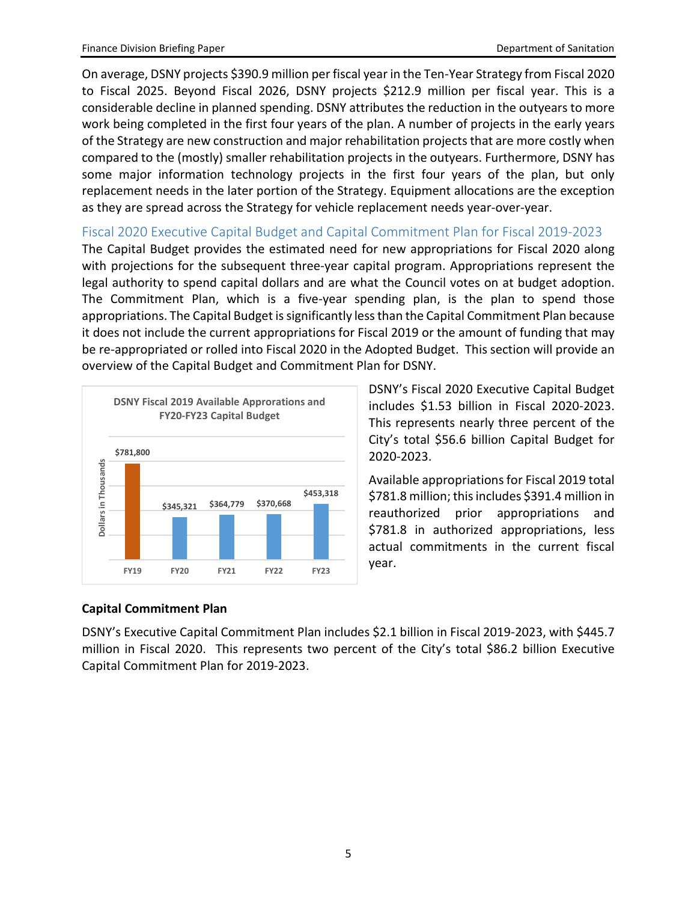On average, DSNY projects $390.9 million per fiscal year in the Ten-Year Strategy from Fiscal 2020 to Fiscal 2025. Beyond Fiscal 2026, DSNY projects $212.9 million per fiscal year. This is a considerable decline in planned spending. DSNY attributes the reduction in the outyears to more work being completed in the first four years of the plan. A number of projects in the early years of the Strategy are new construction and major rehabilitation projects that are more costly when compared to the (mostly) smaller rehabilitation projects in the outyears. Furthermore, DSNY has some major information technology projects in the first four years of the plan, but only replacement needs in the later portion of the Strategy. Equipment allocations are the exception as they are spread across the Strategy for vehicle replacement needs year-over-year.

## Fiscal 2020 Executive Capital Budget and Capital Commitment Plan for Fiscal 2019-2023

The Capital Budget provides the estimated need for new appropriations for Fiscal 2020 along with projections for the subsequent three-year capital program. Appropriations represent the legal authority to spend capital dollars and are what the Council votes on at budget adoption. The Commitment Plan, which is a five-year spending plan, is the plan to spend those appropriations. The Capital Budget is significantly less than the Capital Commitment Plan because it does not include the current appropriations for Fiscal 2019 or the amount of funding that may be re-appropriated or rolled into Fiscal 2020 in the Adopted Budget. This section will provide an overview of the Capital Budget and Commitment Plan for DSNY.

**DSNY Fiscal 2019 Available Approrations and FY20-FY23 Capital Budget**

| | FY19 | FY20 | FY21 | FY22 | FY23 |
|---|---|---|---|---|---|
| Dollars in Thousands | $781,800 | $345,321 | $364,779 | $370,668 | $453,318 |

DSNY's Fiscal 2020 Executive Capital Budget includes $1.53 billion in Fiscal 2020-2023. This represents nearly three percent of the City's total $56.6 billion Capital Budget for 2020-2023.

Available appropriations for Fiscal 2019 total $781.8 million; this includes $391.4 million in reauthorized prior appropriations and $781.8 in authorized appropriations, less actual commitments in the current fiscal year.

**Capital Commitment Plan**

DSNY's Executive Capital Commitment Plan includes $2.1 billion in Fiscal 2019-2023, with $445.7 million in Fiscal 2020. This represents two percent of the City's total $86.2 billion Executive Capital Commitment Plan for 2019-2023.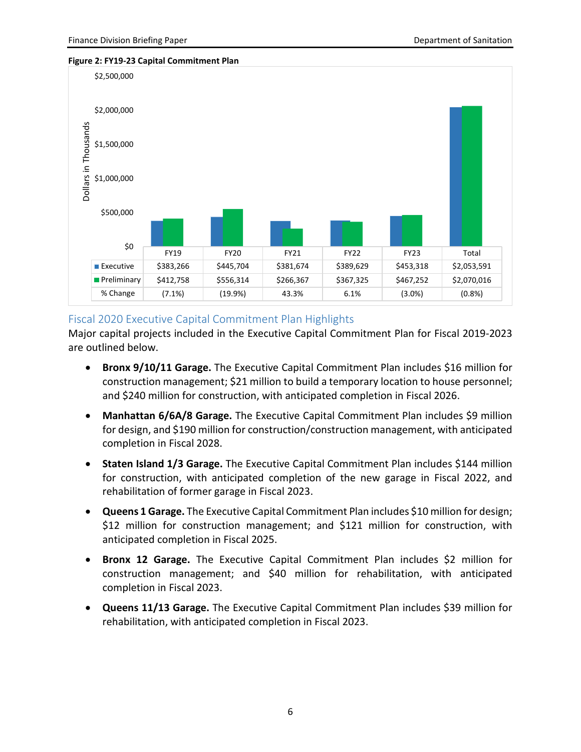**Figure 2: FY19-23 Capital Commitment Plan**

| | FY19 | FY20 | FY21 | FY22 | FY23 | Total |
|---|---|---|---|---|---|---|
| Executive | $383,266 | $445,704 | $381,674 | $389,629 | $453,318 | $2,053,591 |
| Preliminary | $412,758 | $556,314 | $266,367 | $367,325 | $467,252 | $2,070,016 |
| % Change | (7.1%) | (19.9%) | 43.3% | 6.1% | (3.0%) | (0.8%) |

Dollars in Thousands

## Fiscal 2020 Executive Capital Commitment Plan Highlights

Major capital projects included in the Executive Capital Commitment Plan for Fiscal 2019-2023 are outlined below.

- **Bronx 9/10/11 Garage.** The Executive Capital Commitment Plan includes $16 million for construction management; $21 million to build a temporary location to house personnel; and $240 million for construction, with anticipated completion in Fiscal 2026.
- **Manhattan 6/6A/8 Garage.** The Executive Capital Commitment Plan includes $9 million for design, and $190 million for construction/construction management, with anticipated completion in Fiscal 2028.
- **Staten Island 1/3 Garage.** The Executive Capital Commitment Plan includes $144 million for construction, with anticipated completion of the new garage in Fiscal 2022, and rehabilitation of former garage in Fiscal 2023.
- **Queens 1 Garage.** The Executive Capital Commitment Plan includes $10 million for design; $12 million for construction management; and $121 million for construction, with anticipated completion in Fiscal 2025.
- **Bronx 12 Garage.** The Executive Capital Commitment Plan includes $2 million for construction management; and $40 million for rehabilitation, with anticipated completion in Fiscal 2023.
- **Queens 11/13 Garage.** The Executive Capital Commitment Plan includes $39 million for rehabilitation, with anticipated completion in Fiscal 2023.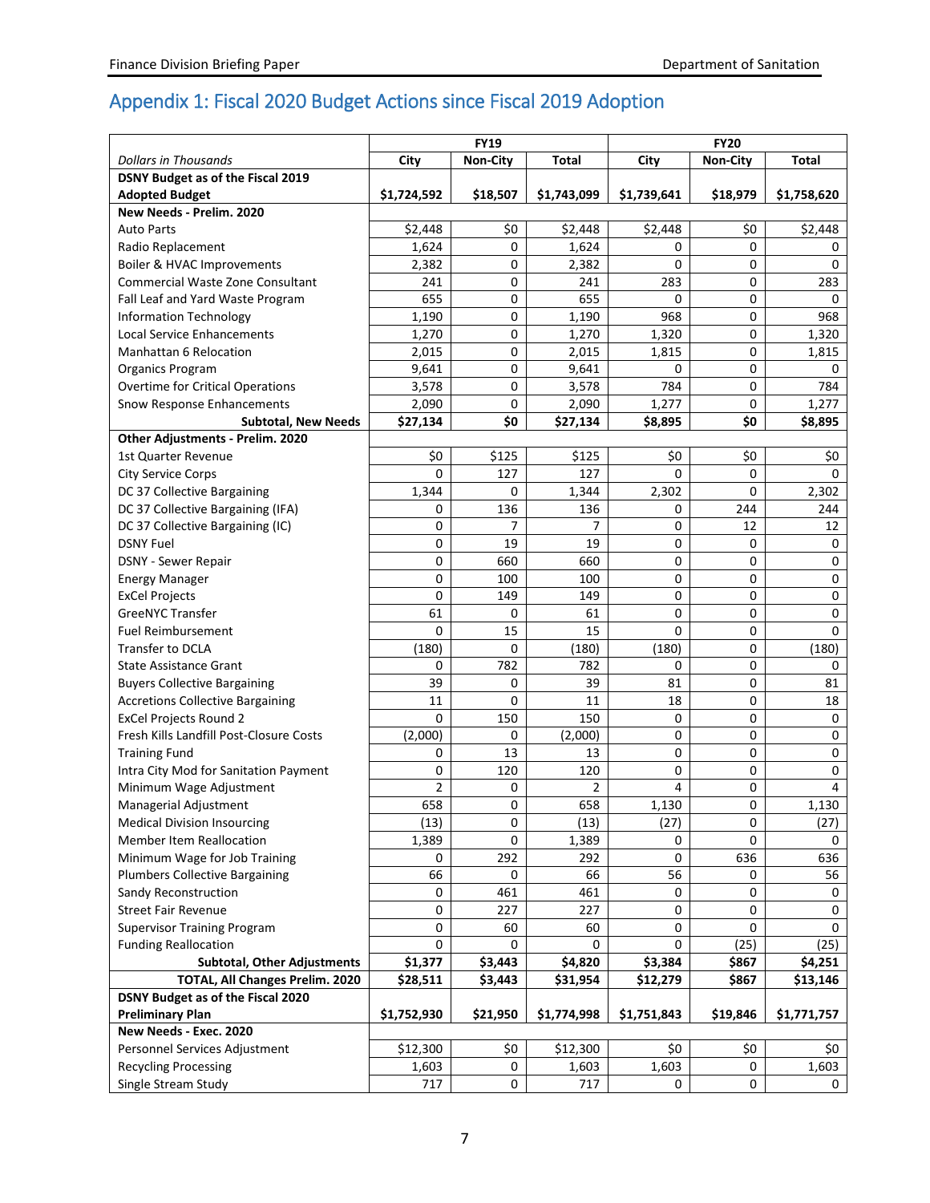## Appendix 1: Fiscal 2020 Budget Actions since Fiscal 2019 Adoption

| *Dollars in Thousands* | FY19 | | | FY20 | | |
|---|---|---|---|---|---|---|
| | City | Non-City | Total | City | Non-City | Total |
| **DSNY Budget as of the Fiscal 2019 Adopted Budget** | **$1,724,592** | **$18,507** | **$1,743,099** | **$1,739,641** | **$18,979** | **$1,758,620** |
| **New Needs - Prelim. 2020** | | | | | | |
| Auto Parts | $2,448 | $0 | $2,448 | $2,448 | $0 | $2,448 |
| Radio Replacement | 1,624 | 0 | 1,624 | 0 | 0 | 0 |
| Boiler & HVAC Improvements | 2,382 | 0 | 2,382 | 0 | 0 | 0 |
| Commercial Waste Zone Consultant | 241 | 0 | 241 | 283 | 0 | 283 |
| Fall Leaf and Yard Waste Program | 655 | 0 | 655 | 0 | 0 | 0 |
| Information Technology | 1,190 | 0 | 1,190 | 968 | 0 | 968 |
| Local Service Enhancements | 1,270 | 0 | 1,270 | 1,320 | 0 | 1,320 |
| Manhattan 6 Relocation | 2,015 | 0 | 2,015 | 1,815 | 0 | 1,815 |
| Organics Program | 9,641 | 0 | 9,641 | 0 | 0 | 0 |
| Overtime for Critical Operations | 3,578 | 0 | 3,578 | 784 | 0 | 784 |
| Snow Response Enhancements | 2,090 | 0 | 2,090 | 1,277 | 0 | 1,277 |
| **Subtotal, New Needs** | **$27,134** | **$0** | **$27,134** | **$8,895** | **$0** | **$8,895** |
| **Other Adjustments - Prelim. 2020** | | | | | | |
| 1st Quarter Revenue | $0 | $125 | $125 | $0 | $0 | $0 |
| City Service Corps | 0 | 127 | 127 | 0 | 0 | 0 |
| DC 37 Collective Bargaining | 1,344 | 0 | 1,344 | 2,302 | 0 | 2,302 |
| DC 37 Collective Bargaining (IFA) | 0 | 136 | 136 | 0 | 244 | 244 |
| DC 37 Collective Bargaining (IC) | 0 | 7 | 7 | 0 | 12 | 12 |
| DSNY Fuel | 0 | 19 | 19 | 0 | 0 | 0 |
| DSNY - Sewer Repair | 0 | 660 | 660 | 0 | 0 | 0 |
| Energy Manager | 0 | 100 | 100 | 0 | 0 | 0 |
| ExCel Projects | 0 | 149 | 149 | 0 | 0 | 0 |
| GreeNYC Transfer | 61 | 0 | 61 | 0 | 0 | 0 |
| Fuel Reimbursement | 0 | 15 | 15 | 0 | 0 | 0 |
| Transfer to DCLA | (180) | 0 | (180) | (180) | 0 | (180) |
| State Assistance Grant | 0 | 782 | 782 | 0 | 0 | 0 |
| Buyers Collective Bargaining | 39 | 0 | 39 | 81 | 0 | 81 |
| Accretions Collective Bargaining | 11 | 0 | 11 | 18 | 0 | 18 |
| ExCel Projects Round 2 | 0 | 150 | 150 | 0 | 0 | 0 |
| Fresh Kills Landfill Post-Closure Costs | (2,000) | 0 | (2,000) | 0 | 0 | 0 |
| Training Fund | 0 | 13 | 13 | 0 | 0 | 0 |
| Intra City Mod for Sanitation Payment | 0 | 120 | 120 | 0 | 0 | 0 |
| Minimum Wage Adjustment | 2 | 0 | 2 | 4 | 0 | 4 |
| Managerial Adjustment | 658 | 0 | 658 | 1,130 | 0 | 1,130 |
| Medical Division Insourcing | (13) | 0 | (13) | (27) | 0 | (27) |
| Member Item Reallocation | 1,389 | 0 | 1,389 | 0 | 0 | 0 |
| Minimum Wage for Job Training | 0 | 292 | 292 | 0 | 636 | 636 |
| Plumbers Collective Bargaining | 66 | 0 | 66 | 56 | 0 | 56 |
| Sandy Reconstruction | 0 | 461 | 461 | 0 | 0 | 0 |
| Street Fair Revenue | 0 | 227 | 227 | 0 | 0 | 0 |
| Supervisor Training Program | 0 | 60 | 60 | 0 | 0 | 0 |
| Funding Reallocation | 0 | 0 | 0 | 0 | (25) | (25) |
| **Subtotal, Other Adjustments** | **$1,377** | **$3,443** | **$4,820** | **$3,384** | **$867** | **$4,251** |
| **TOTAL, All Changes Prelim. 2020** | **$28,511** | **$3,443** | **$31,954** | **$12,279** | **$867** | **$13,146** |
| **DSNY Budget as of the Fiscal 2020 Preliminary Plan** | **$1,752,930** | **$21,950** | **$1,774,998** | **$1,751,843** | **$19,846** | **$1,771,757** |
| **New Needs - Exec. 2020** | | | | | | |
| Personnel Services Adjustment | $12,300 | $0 | $12,300 | $0 | $0 | $0 |
| Recycling Processing | 1,603 | 0 | 1,603 | 1,603 | 0 | 1,603 |
| Single Stream Study | 717 | 0 | 717 | 0 | 0 | 0 |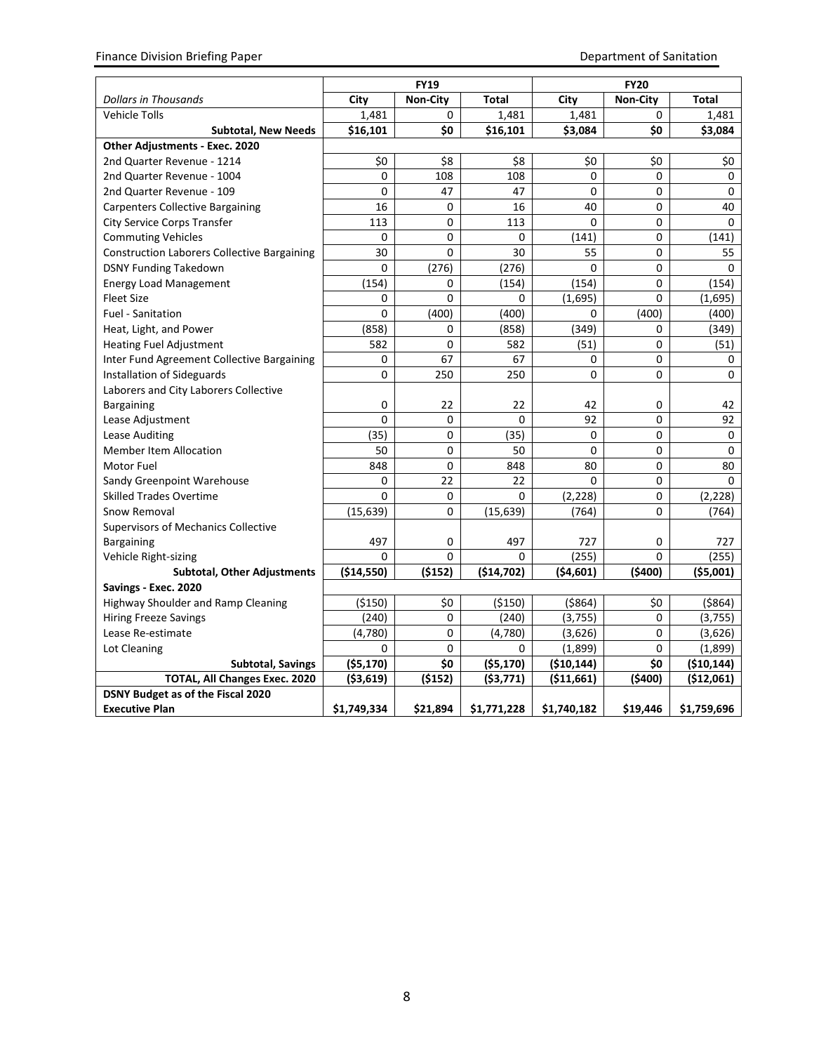| | FY19 | | | FY20 | | |
|---|---|---|---|---|---|---|
| *Dollars in Thousands* | City | Non-City | Total | City | Non-City | Total |
| Vehicle Tolls | 1,481 | 0 | 1,481 | 1,481 | 0 | 1,481 |
| **Subtotal, New Needs** | **$16,101** | **$0** | **$16,101** | **$3,084** | **$0** | **$3,084** |
| **Other Adjustments - Exec. 2020** | | | | | | |
| 2nd Quarter Revenue - 1214 | $0 | $8 | $8 | $0 | $0 | $0 |
| 2nd Quarter Revenue - 1004 | 0 | 108 | 108 | 0 | 0 | 0 |
| 2nd Quarter Revenue - 109 | 0 | 47 | 47 | 0 | 0 | 0 |
| Carpenters Collective Bargaining | 16 | 0 | 16 | 40 | 0 | 40 |
| City Service Corps Transfer | 113 | 0 | 113 | 0 | 0 | 0 |
| Commuting Vehicles | 0 | 0 | 0 | (141) | 0 | (141) |
| Construction Laborers Collective Bargaining | 30 | 0 | 30 | 55 | 0 | 55 |
| DSNY Funding Takedown | 0 | (276) | (276) | 0 | 0 | 0 |
| Energy Load Management | (154) | 0 | (154) | (154) | 0 | (154) |
| Fleet Size | 0 | 0 | 0 | (1,695) | 0 | (1,695) |
| Fuel - Sanitation | 0 | (400) | (400) | 0 | (400) | (400) |
| Heat, Light, and Power | (858) | 0 | (858) | (349) | 0 | (349) |
| Heating Fuel Adjustment | 582 | 0 | 582 | (51) | 0 | (51) |
| Inter Fund Agreement Collective Bargaining | 0 | 67 | 67 | 0 | 0 | 0 |
| Installation of Sideguards | 0 | 250 | 250 | 0 | 0 | 0 |
| Laborers and City Laborers Collective Bargaining | 0 | 22 | 22 | 42 | 0 | 42 |
| Lease Adjustment | 0 | 0 | 0 | 92 | 0 | 92 |
| Lease Auditing | (35) | 0 | (35) | 0 | 0 | 0 |
| Member Item Allocation | 50 | 0 | 50 | 0 | 0 | 0 |
| Motor Fuel | 848 | 0 | 848 | 80 | 0 | 80 |
| Sandy Greenpoint Warehouse | 0 | 22 | 22 | 0 | 0 | 0 |
| Skilled Trades Overtime | 0 | 0 | 0 | (2,228) | 0 | (2,228) |
| Snow Removal | (15,639) | 0 | (15,639) | (764) | 0 | (764) |
| Supervisors of Mechanics Collective Bargaining | 497 | 0 | 497 | 727 | 0 | 727 |
| Vehicle Right-sizing | 0 | 0 | 0 | (255) | 0 | (255) |
| **Subtotal, Other Adjustments** | **($14,550)** | **($152)** | **($14,702)** | **($4,601)** | **($400)** | **($5,001)** |
| **Savings - Exec. 2020** | | | | | | |
| Highway Shoulder and Ramp Cleaning | ($150) | $0 | ($150) | ($864) | $0 | ($864) |
| Hiring Freeze Savings | (240) | 0 | (240) | (3,755) | 0 | (3,755) |
| Lease Re-estimate | (4,780) | 0 | (4,780) | (3,626) | 0 | (3,626) |
| Lot Cleaning | 0 | 0 | 0 | (1,899) | 0 | (1,899) |
| **Subtotal, Savings** | **($5,170)** | **$0** | **($5,170)** | **($10,144)** | **$0** | **($10,144)** |
| **TOTAL, All Changes Exec. 2020** | **($3,619)** | **($152)** | **($3,771)** | **($11,661)** | **($400)** | **($12,061)** |
| **DSNY Budget as of the Fiscal 2020 Executive Plan** | **$1,749,334** | **$21,894** | **$1,771,228** | **$1,740,182** | **$19,446** | **$1,759,696** |